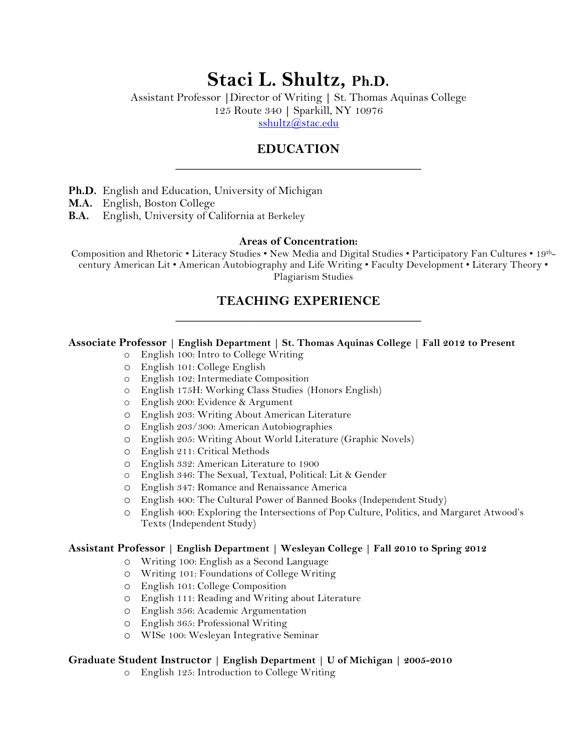# Staci L. Shultz, Ph.D.

Assistant Professor |Director of Writing | St. Thomas Aquinas College
125 Route 340 | Sparkill, NY 10976
sshultz@stac.edu

## EDUCATION

**Ph.D.** English and Education, University of Michigan
**M.A.** English, Boston College
**B.A.** English, University of California at Berkeley

### Areas of Concentration:

Composition and Rhetoric • Literacy Studies • New Media and Digital Studies • Participatory Fan Cultures • 19th-century American Lit • American Autobiography and Life Writing • Faculty Development • Literary Theory • Plagiarism Studies

## TEACHING EXPERIENCE

**Associate Professor | English Department | St. Thomas Aquinas College | Fall 2012 to Present**

- English 100: Intro to College Writing
- English 101: College English
- English 102: Intermediate Composition
- English 175H: Working Class Studies (Honors English)
- English 200: Evidence & Argument
- English 203: Writing About American Literature
- English 203/300: American Autobiographies
- English 205: Writing About World Literature (Graphic Novels)
- English 211: Critical Methods
- English 332: American Literature to 1900
- English 346: The Sexual, Textual, Political: Lit & Gender
- English 347: Romance and Renaissance America
- English 400: The Cultural Power of Banned Books (Independent Study)
- English 400: Exploring the Intersections of Pop Culture, Politics, and Margaret Atwood's Texts (Independent Study)

**Assistant Professor | English Department | Wesleyan College | Fall 2010 to Spring 2012**

- Writing 100: English as a Second Language
- Writing 101: Foundations of College Writing
- English 101: College Composition
- English 111: Reading and Writing about Literature
- English 356: Academic Argumentation
- English 365: Professional Writing
- WISe 100: Wesleyan Integrative Seminar

**Graduate Student Instructor | English Department | U of Michigan | 2005-2010**

- English 125: Introduction to College Writing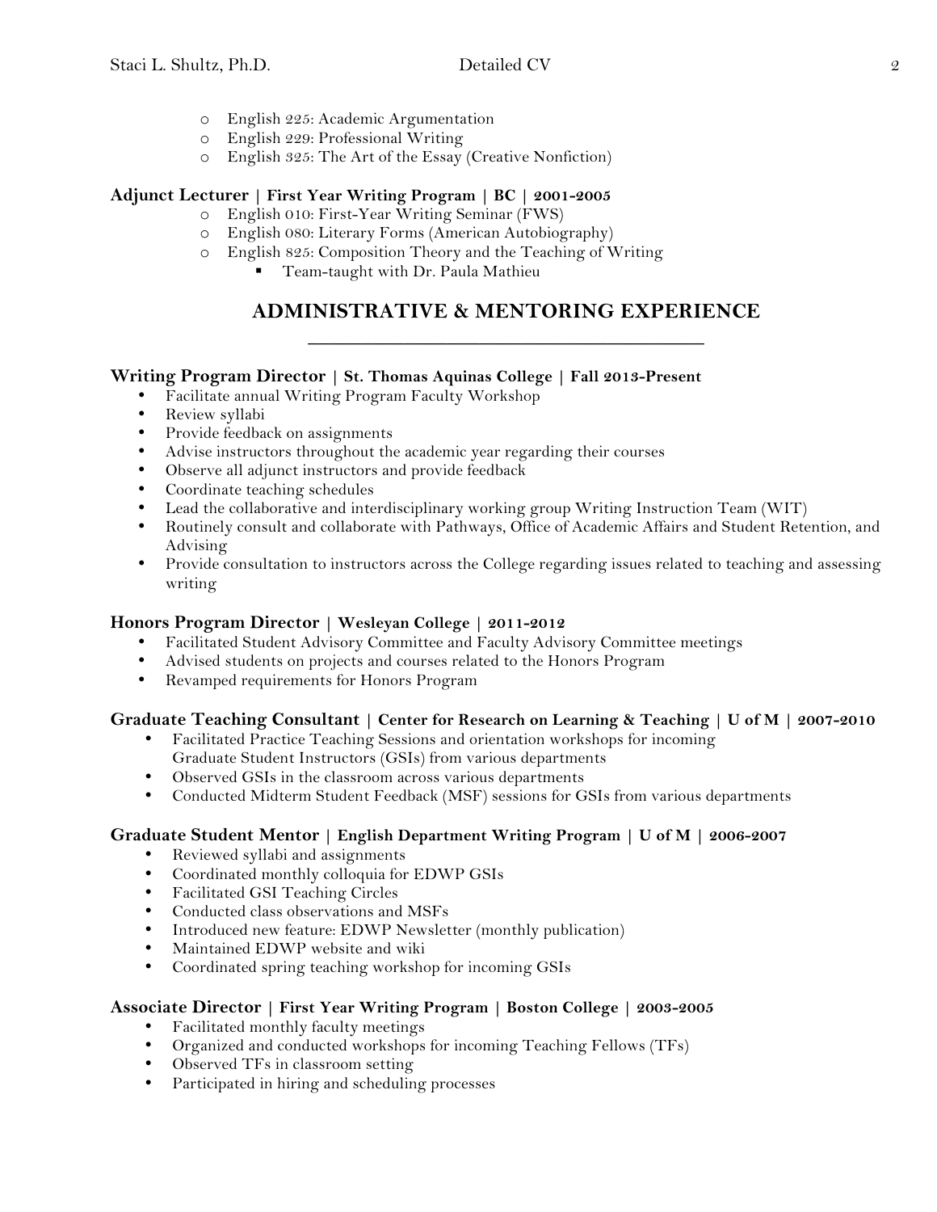- English 225: Academic Argumentation
- English 229: Professional Writing
- English 325: The Art of the Essay (Creative Nonfiction)

**Adjunct Lecturer | First Year Writing Program | BC | 2001-2005**

- English 010: First-Year Writing Seminar (FWS)
- English 080: Literary Forms (American Autobiography)
- English 825: Composition Theory and the Teaching of Writing
  - Team-taught with Dr. Paula Mathieu

## ADMINISTRATIVE & MENTORING EXPERIENCE

**Writing Program Director | St. Thomas Aquinas College | Fall 2013-Present**

- Facilitate annual Writing Program Faculty Workshop
- Review syllabi
- Provide feedback on assignments
- Advise instructors throughout the academic year regarding their courses
- Observe all adjunct instructors and provide feedback
- Coordinate teaching schedules
- Lead the collaborative and interdisciplinary working group Writing Instruction Team (WIT)
- Routinely consult and collaborate with Pathways, Office of Academic Affairs and Student Retention, and Advising
- Provide consultation to instructors across the College regarding issues related to teaching and assessing writing

**Honors Program Director | Wesleyan College | 2011-2012**

- Facilitated Student Advisory Committee and Faculty Advisory Committee meetings
- Advised students on projects and courses related to the Honors Program
- Revamped requirements for Honors Program

**Graduate Teaching Consultant | Center for Research on Learning & Teaching | U of M | 2007-2010**

- Facilitated Practice Teaching Sessions and orientation workshops for incoming Graduate Student Instructors (GSIs) from various departments
- Observed GSIs in the classroom across various departments
- Conducted Midterm Student Feedback (MSF) sessions for GSIs from various departments

**Graduate Student Mentor | English Department Writing Program | U of M | 2006-2007**

- Reviewed syllabi and assignments
- Coordinated monthly colloquia for EDWP GSIs
- Facilitated GSI Teaching Circles
- Conducted class observations and MSFs
- Introduced new feature: EDWP Newsletter (monthly publication)
- Maintained EDWP website and wiki
- Coordinated spring teaching workshop for incoming GSIs

**Associate Director | First Year Writing Program | Boston College | 2003-2005**

- Facilitated monthly faculty meetings
- Organized and conducted workshops for incoming Teaching Fellows (TFs)
- Observed TFs in classroom setting
- Participated in hiring and scheduling processes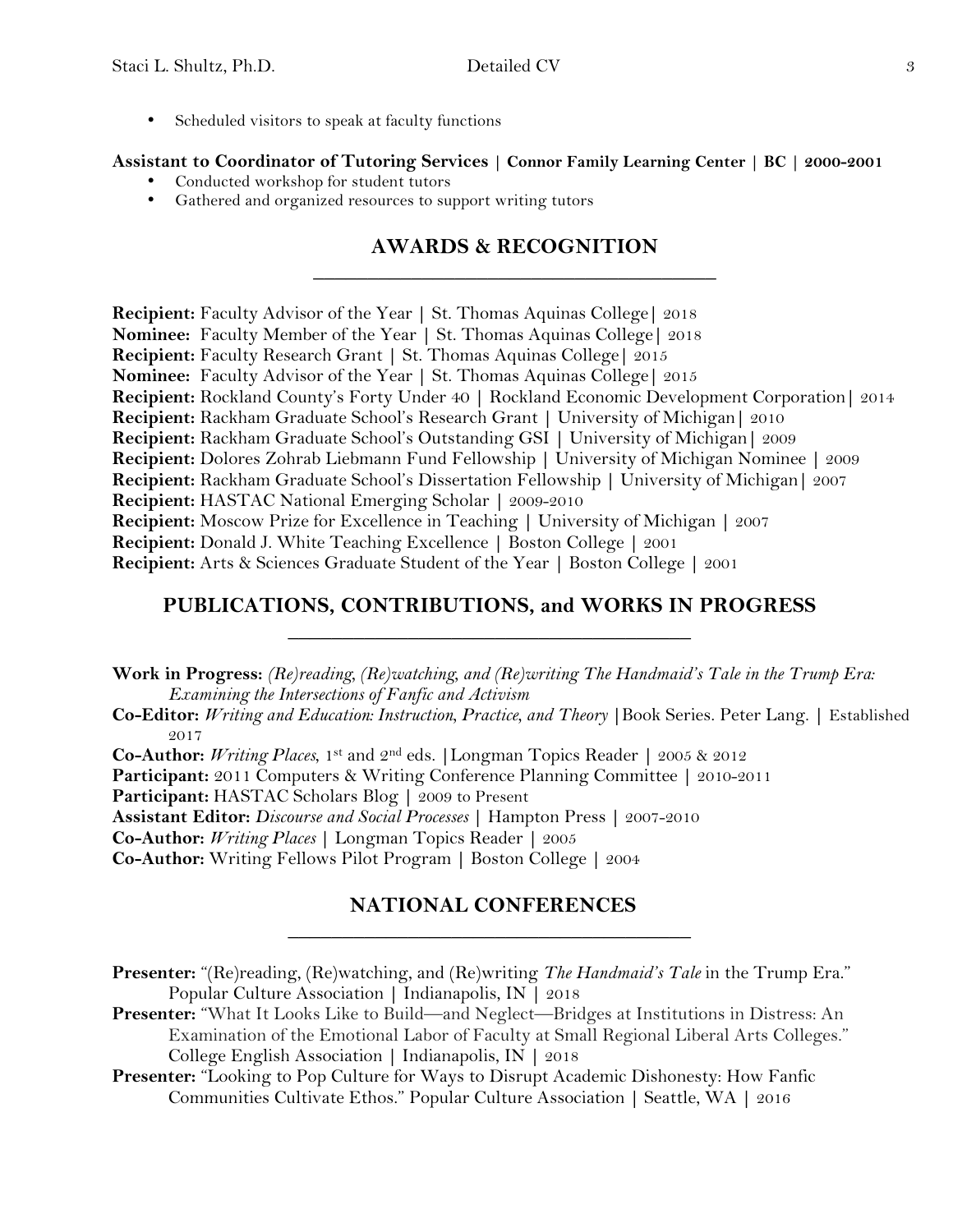- Scheduled visitors to speak at faculty functions

**Assistant to Coordinator of Tutoring Services | Connor Family Learning Center | BC | 2000-2001**

- Conducted workshop for student tutors
- Gathered and organized resources to support writing tutors

## AWARDS & RECOGNITION

**Recipient:** Faculty Advisor of the Year | St. Thomas Aquinas College| 2018
**Nominee:** Faculty Member of the Year | St. Thomas Aquinas College| 2018
**Recipient:** Faculty Research Grant | St. Thomas Aquinas College| 2015
**Nominee:** Faculty Advisor of the Year | St. Thomas Aquinas College| 2015
**Recipient:** Rockland County's Forty Under 40 | Rockland Economic Development Corporation| 2014
**Recipient:** Rackham Graduate School's Research Grant | University of Michigan| 2010
**Recipient:** Rackham Graduate School's Outstanding GSI | University of Michigan| 2009
**Recipient:** Dolores Zohrab Liebmann Fund Fellowship | University of Michigan Nominee | 2009
**Recipient:** Rackham Graduate School's Dissertation Fellowship | University of Michigan| 2007
**Recipient:** HASTAC National Emerging Scholar | 2009-2010
**Recipient:** Moscow Prize for Excellence in Teaching | University of Michigan | 2007
**Recipient:** Donald J. White Teaching Excellence | Boston College | 2001
**Recipient:** Arts & Sciences Graduate Student of the Year | Boston College | 2001

## PUBLICATIONS, CONTRIBUTIONS, and WORKS IN PROGRESS

**Work in Progress:** *(Re)reading, (Re)watching, and (Re)writing The Handmaid's Tale in the Trump Era: Examining the Intersections of Fanfic and Activism*
**Co-Editor:** *Writing and Education: Instruction, Practice, and Theory* |Book Series. Peter Lang. | Established 2017
**Co-Author:** *Writing Places*, 1st and 2nd eds. |Longman Topics Reader | 2005 & 2012
**Participant:** 2011 Computers & Writing Conference Planning Committee | 2010-2011
**Participant:** HASTAC Scholars Blog | 2009 to Present
**Assistant Editor:** *Discourse and Social Processes* | Hampton Press | 2007-2010
**Co-Author:** *Writing Places* | Longman Topics Reader | 2005
**Co-Author:** Writing Fellows Pilot Program | Boston College | 2004

## NATIONAL CONFERENCES

**Presenter:** "(Re)reading, (Re)watching, and (Re)writing *The Handmaid's Tale* in the Trump Era." Popular Culture Association | Indianapolis, IN | 2018
**Presenter:** "What It Looks Like to Build—and Neglect—Bridges at Institutions in Distress: An Examination of the Emotional Labor of Faculty at Small Regional Liberal Arts Colleges." College English Association | Indianapolis, IN | 2018
**Presenter:** "Looking to Pop Culture for Ways to Disrupt Academic Dishonesty: How Fanfic Communities Cultivate Ethos." Popular Culture Association | Seattle, WA | 2016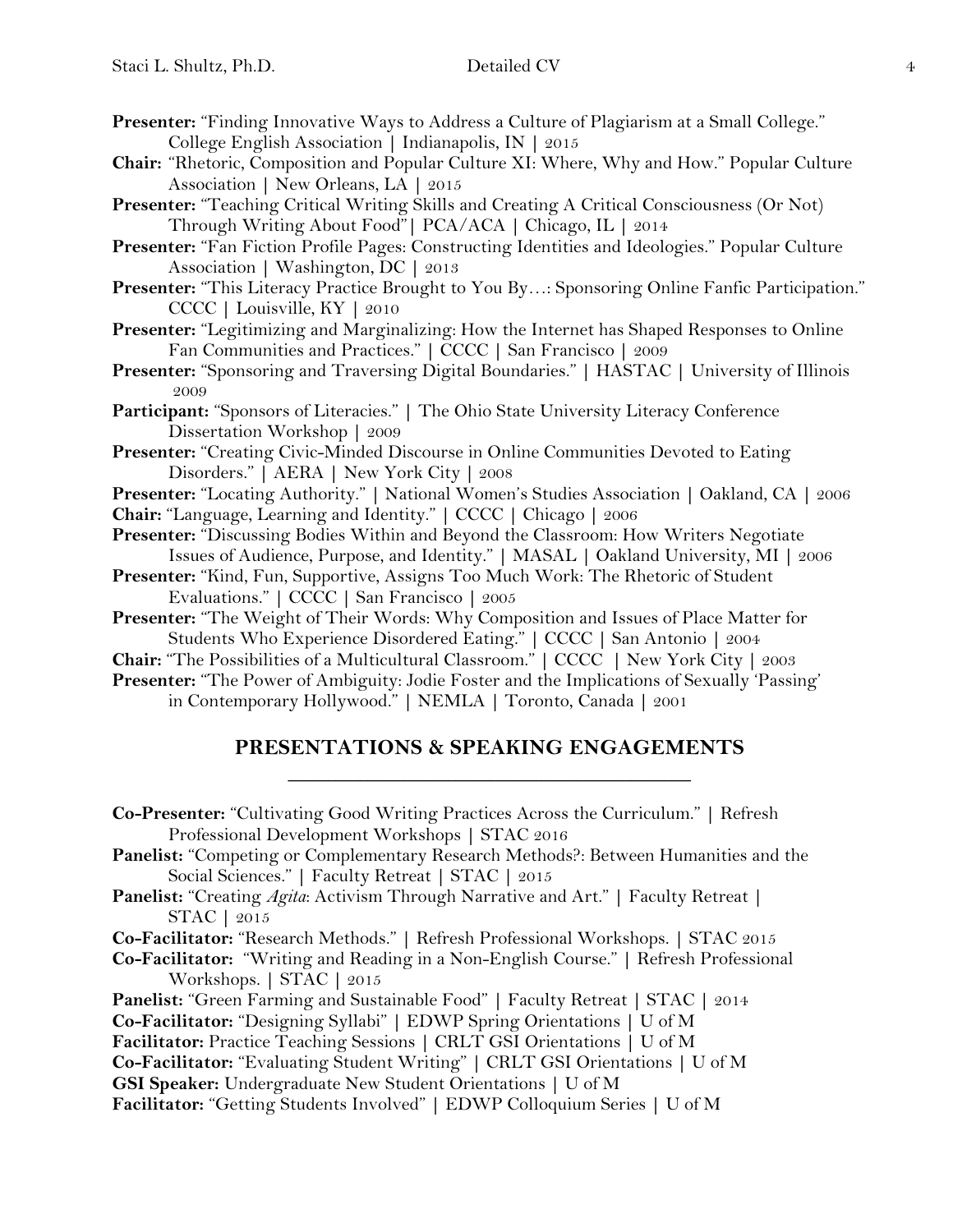**Presenter:** "Finding Innovative Ways to Address a Culture of Plagiarism at a Small College." College English Association | Indianapolis, IN | 2015

**Chair:** "Rhetoric, Composition and Popular Culture XI: Where, Why and How." Popular Culture Association | New Orleans, LA | 2015

**Presenter:** "Teaching Critical Writing Skills and Creating A Critical Consciousness (Or Not) Through Writing About Food"| PCA/ACA | Chicago, IL | 2014

**Presenter:** "Fan Fiction Profile Pages: Constructing Identities and Ideologies." Popular Culture Association | Washington, DC | 2013

**Presenter:** "This Literacy Practice Brought to You By…: Sponsoring Online Fanfic Participation." CCCC | Louisville, KY | 2010

**Presenter:** "Legitimizing and Marginalizing: How the Internet has Shaped Responses to Online Fan Communities and Practices." | CCCC | San Francisco | 2009

**Presenter:** "Sponsoring and Traversing Digital Boundaries." | HASTAC | University of Illinois 2009

**Participant:** "Sponsors of Literacies." | The Ohio State University Literacy Conference Dissertation Workshop | 2009

**Presenter:** "Creating Civic-Minded Discourse in Online Communities Devoted to Eating Disorders." | AERA | New York City | 2008

**Presenter:** "Locating Authority." | National Women's Studies Association | Oakland, CA | 2006

**Chair:** "Language, Learning and Identity." | CCCC | Chicago | 2006

**Presenter:** "Discussing Bodies Within and Beyond the Classroom: How Writers Negotiate Issues of Audience, Purpose, and Identity." | MASAL | Oakland University, MI | 2006

**Presenter:** "Kind, Fun, Supportive, Assigns Too Much Work: The Rhetoric of Student Evaluations." | CCCC | San Francisco | 2005

**Presenter:** "The Weight of Their Words: Why Composition and Issues of Place Matter for Students Who Experience Disordered Eating." | CCCC | San Antonio | 2004

**Chair:** "The Possibilities of a Multicultural Classroom." | CCCC | New York City | 2003

**Presenter:** "The Power of Ambiguity: Jodie Foster and the Implications of Sexually 'Passing' in Contemporary Hollywood." | NEMLA | Toronto, Canada | 2001

## PRESENTATIONS & SPEAKING ENGAGEMENTS

**Co-Presenter:** "Cultivating Good Writing Practices Across the Curriculum." | Refresh Professional Development Workshops | STAC 2016

**Panelist:** "Competing or Complementary Research Methods?: Between Humanities and the Social Sciences." | Faculty Retreat | STAC | 2015

**Panelist:** "Creating *Agita*: Activism Through Narrative and Art." | Faculty Retreat | STAC | 2015

**Co-Facilitator:** "Research Methods." | Refresh Professional Workshops. | STAC 2015

**Co-Facilitator:** "Writing and Reading in a Non-English Course." | Refresh Professional Workshops. | STAC | 2015

**Panelist:** "Green Farming and Sustainable Food" | Faculty Retreat | STAC | 2014

**Co-Facilitator:** "Designing Syllabi" | EDWP Spring Orientations | U of M

**Facilitator:** Practice Teaching Sessions | CRLT GSI Orientations | U of M

**Co-Facilitator:** "Evaluating Student Writing" | CRLT GSI Orientations | U of M

**GSI Speaker:** Undergraduate New Student Orientations | U of M

**Facilitator:** "Getting Students Involved" | EDWP Colloquium Series | U of M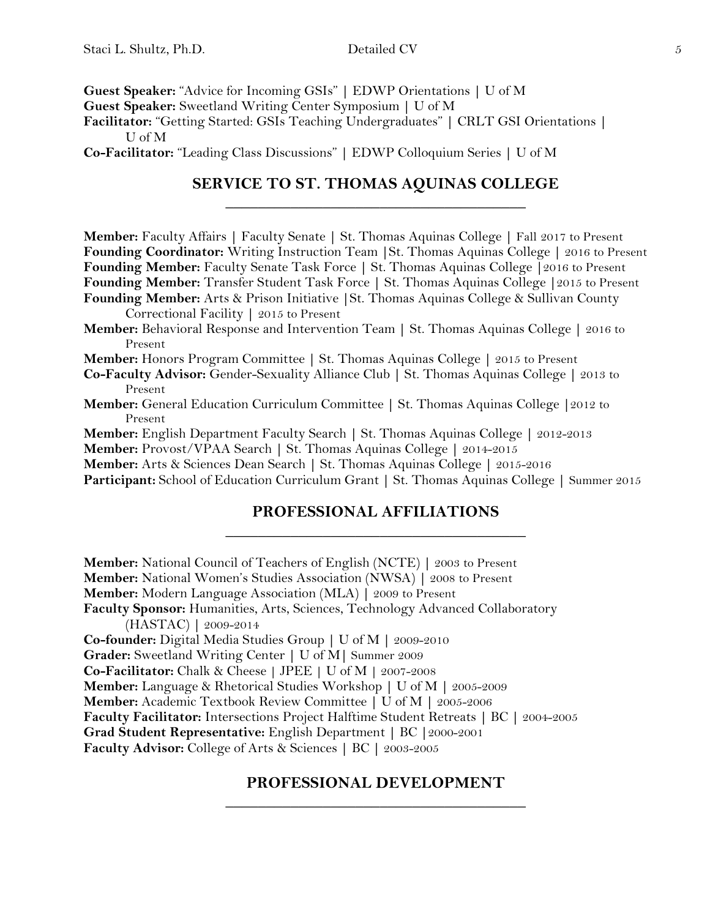**Guest Speaker:** "Advice for Incoming GSIs" | EDWP Orientations | U of M
**Guest Speaker:** Sweetland Writing Center Symposium | U of M
**Facilitator:** "Getting Started: GSIs Teaching Undergraduates" | CRLT GSI Orientations | U of M
**Co-Facilitator:** "Leading Class Discussions" | EDWP Colloquium Series | U of M

## SERVICE TO ST. THOMAS AQUINAS COLLEGE

**Member:** Faculty Affairs | Faculty Senate | St. Thomas Aquinas College | Fall 2017 to Present
**Founding Coordinator:** Writing Instruction Team |St. Thomas Aquinas College | 2016 to Present
**Founding Member:** Faculty Senate Task Force | St. Thomas Aquinas College |2016 to Present
**Founding Member:** Transfer Student Task Force | St. Thomas Aquinas College |2015 to Present
**Founding Member:** Arts & Prison Initiative |St. Thomas Aquinas College & Sullivan County Correctional Facility | 2015 to Present
**Member:** Behavioral Response and Intervention Team | St. Thomas Aquinas College | 2016 to Present
**Member:** Honors Program Committee | St. Thomas Aquinas College | 2015 to Present
**Co-Faculty Advisor:** Gender-Sexuality Alliance Club | St. Thomas Aquinas College | 2013 to Present
**Member:** General Education Curriculum Committee | St. Thomas Aquinas College |2012 to Present
**Member:** English Department Faculty Search | St. Thomas Aquinas College | 2012-2013
**Member:** Provost/VPAA Search | St. Thomas Aquinas College | 2014-2015
**Member:** Arts & Sciences Dean Search | St. Thomas Aquinas College | 2015-2016
**Participant:** School of Education Curriculum Grant | St. Thomas Aquinas College | Summer 2015

## PROFESSIONAL AFFILIATIONS

**Member:** National Council of Teachers of English (NCTE) | 2003 to Present
**Member:** National Women's Studies Association (NWSA) | 2008 to Present
**Member:** Modern Language Association (MLA) | 2009 to Present
**Faculty Sponsor:** Humanities, Arts, Sciences, Technology Advanced Collaboratory (HASTAC) | 2009-2014
**Co-founder:** Digital Media Studies Group | U of M | 2009-2010
**Grader:** Sweetland Writing Center | U of M| Summer 2009
**Co-Facilitator:** Chalk & Cheese | JPEE | U of M | 2007-2008
**Member:** Language & Rhetorical Studies Workshop | U of M | 2005-2009
**Member:** Academic Textbook Review Committee | U of M | 2005-2006
**Faculty Facilitator:** Intersections Project Halftime Student Retreats | BC | 2004-2005
**Grad Student Representative:** English Department | BC |2000-2001
**Faculty Advisor:** College of Arts & Sciences | BC | 2003-2005

## PROFESSIONAL DEVELOPMENT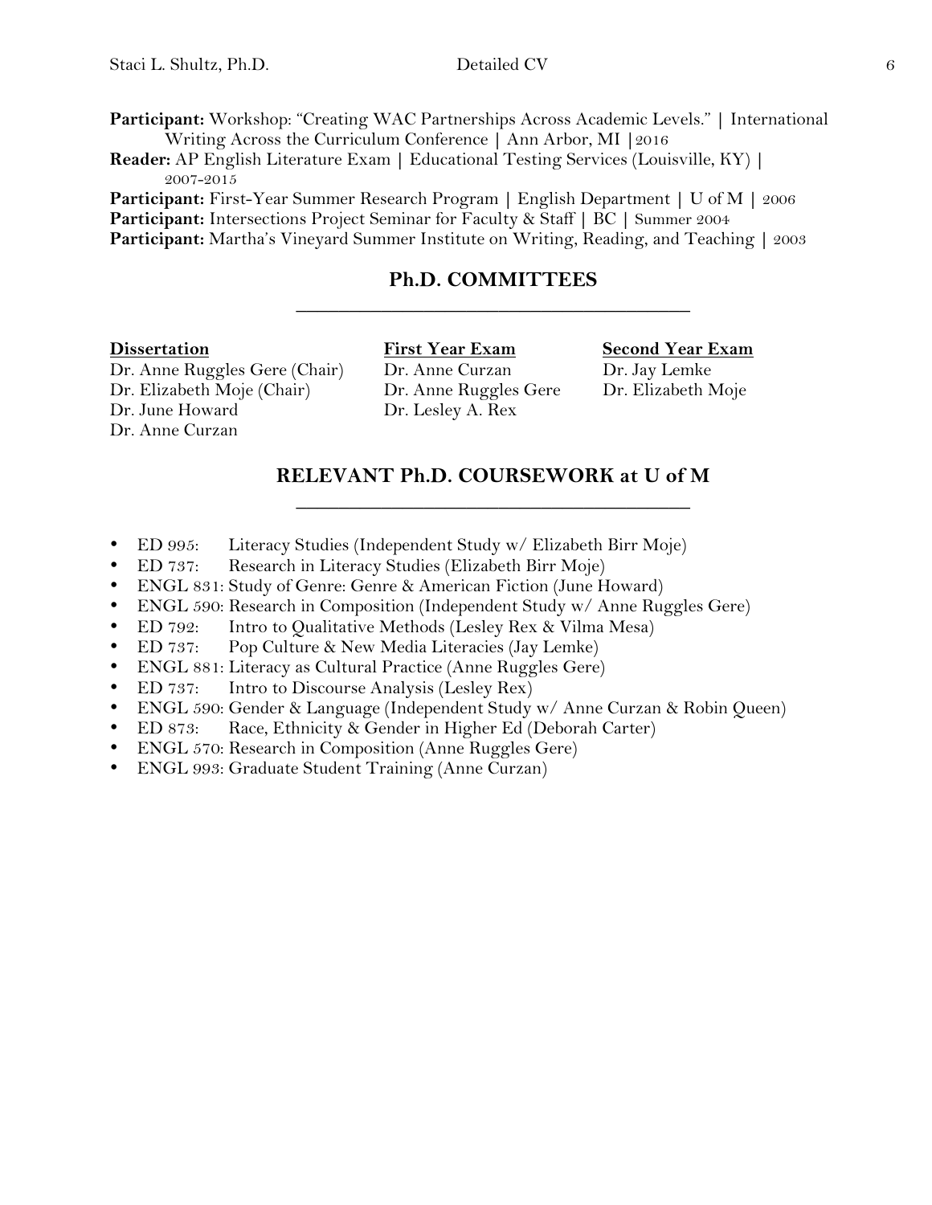**Participant:** Workshop: "Creating WAC Partnerships Across Academic Levels." | International Writing Across the Curriculum Conference | Ann Arbor, MI | 2016

**Reader:** AP English Literature Exam | Educational Testing Services (Louisville, KY) | 2007-2015

**Participant:** First-Year Summer Research Program | English Department | U of M | 2006

**Participant:** Intersections Project Seminar for Faculty & Staff | BC | Summer 2004

**Participant:** Martha's Vineyard Summer Institute on Writing, Reading, and Teaching | 2003

## Ph.D. COMMITTEES

| Dissertation | First Year Exam | Second Year Exam |
|---|---|---|
| Dr. Anne Ruggles Gere (Chair) | Dr. Anne Curzan | Dr. Jay Lemke |
| Dr. Elizabeth Moje (Chair) | Dr. Anne Ruggles Gere | Dr. Elizabeth Moje |
| Dr. June Howard | Dr. Lesley A. Rex | |
| Dr. Anne Curzan | | |

## RELEVANT Ph.D. COURSEWORK at U of M

- ED 995: Literacy Studies (Independent Study w/ Elizabeth Birr Moje)
- ED 737: Research in Literacy Studies (Elizabeth Birr Moje)
- ENGL 831: Study of Genre: Genre & American Fiction (June Howard)
- ENGL 590: Research in Composition (Independent Study w/ Anne Ruggles Gere)
- ED 792: Intro to Qualitative Methods (Lesley Rex & Vilma Mesa)
- ED 737: Pop Culture & New Media Literacies (Jay Lemke)
- ENGL 881: Literacy as Cultural Practice (Anne Ruggles Gere)
- ED 737: Intro to Discourse Analysis (Lesley Rex)
- ENGL 590: Gender & Language (Independent Study w/ Anne Curzan & Robin Queen)
- ED 873: Race, Ethnicity & Gender in Higher Ed (Deborah Carter)
- ENGL 570: Research in Composition (Anne Ruggles Gere)
- ENGL 993: Graduate Student Training (Anne Curzan)